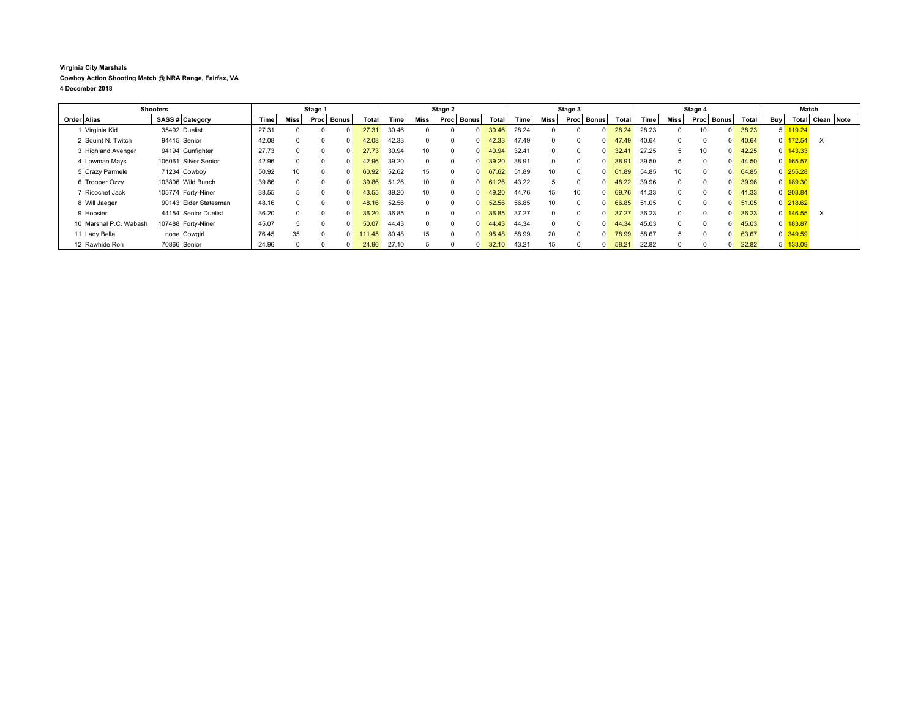**Virginia City Marshals**

**Cowboy Action Shooting Match @ NRA Range, Fairfax, VA**

**4 December 2018**

| Shooters | | | | Stage 1 | | | | | Stage 2 | | | | | Stage 3 | | | | | Stage 4 | | | | | Match | | | |
|---|---|---|---|---|---|---|---|---|---|---|---|---|---|---|---|---|---|---|---|---|---|---|---|---|---|---|---|
| Order | Alias | SASS # | Category | Time | Miss | Proc | Bonus | Total | Time | Miss | Proc | Bonus | Total | Time | Miss | Proc | Bonus | Total | Time | Miss | Proc | Bonus | Total | Buy | Total | Clean | Note |
| 1 | Virginia Kid | 35492 | Duelist | 27.31 | 0 | 0 | 0 | 27.31 | 30.46 | 0 | 0 | 0 | 30.46 | 28.24 | 0 | 0 | 0 | 28.24 | 28.23 | 0 | 10 | 0 | 38.23 | 5 | 119.24 | | |
| 2 | Squint N. Twitch | 94415 | Senior | 42.08 | 0 | 0 | 0 | 42.08 | 42.33 | 0 | 0 | 0 | 42.33 | 47.49 | 0 | 0 | 0 | 47.49 | 40.64 | 0 | 0 | 0 | 40.64 | 0 | 172.54 | X | |
| 3 | Highland Avenger | 94194 | Gunfighter | 27.73 | 0 | 0 | 0 | 27.73 | 30.94 | 10 | 0 | 0 | 40.94 | 32.41 | 0 | 0 | 0 | 32.41 | 27.25 | 5 | 10 | 0 | 42.25 | 0 | 143.33 | | |
| 4 | Lawman Mays | 106061 | Silver Senior | 42.96 | 0 | 0 | 0 | 42.96 | 39.20 | 0 | 0 | 0 | 39.20 | 38.91 | 0 | 0 | 0 | 38.91 | 39.50 | 5 | 0 | 0 | 44.50 | 0 | 165.57 | | |
| 5 | Crazy Parmele | 71234 | Cowboy | 50.92 | 10 | 0 | 0 | 60.92 | 52.62 | 15 | 0 | 0 | 67.62 | 51.89 | 10 | 0 | 0 | 61.89 | 54.85 | 10 | 0 | 0 | 64.85 | 0 | 255.28 | | |
| 6 | Trooper Ozzy | 103806 | Wild Bunch | 39.86 | 0 | 0 | 0 | 39.86 | 51.26 | 10 | 0 | 0 | 61.26 | 43.22 | 5 | 0 | 0 | 48.22 | 39.96 | 0 | 0 | 0 | 39.96 | 0 | 189.30 | | |
| 7 | Ricochet Jack | 105774 | Forty-Niner | 38.55 | 5 | 0 | 0 | 43.55 | 39.20 | 10 | 0 | 0 | 49.20 | 44.76 | 15 | 10 | 0 | 69.76 | 41.33 | 0 | 0 | 0 | 41.33 | 0 | 203.84 | | |
| 8 | Will Jaeger | 90143 | Elder Statesman | 48.16 | 0 | 0 | 0 | 48.16 | 52.56 | 0 | 0 | 0 | 52.56 | 56.85 | 10 | 0 | 0 | 66.85 | 51.05 | 0 | 0 | 0 | 51.05 | 0 | 218.62 | | |
| 9 | Hoosier | 44154 | Senior Duelist | 36.20 | 0 | 0 | 0 | 36.20 | 36.85 | 0 | 0 | 0 | 36.85 | 37.27 | 0 | 0 | 0 | 37.27 | 36.23 | 0 | 0 | 0 | 36.23 | 0 | 146.55 | X | |
| 10 | Marshal P.C. Wabash | 107488 | Forty-Niner | 45.07 | 5 | 0 | 0 | 50.07 | 44.43 | 0 | 0 | 0 | 44.43 | 44.34 | 0 | 0 | 0 | 44.34 | 45.03 | 0 | 0 | 0 | 45.03 | 0 | 183.87 | | |
| 11 | Lady Bella | none | Cowgirl | 76.45 | 35 | 0 | 0 | 111.45 | 80.48 | 15 | 0 | 0 | 95.48 | 58.99 | 20 | 0 | 0 | 78.99 | 58.67 | 5 | 0 | 0 | 63.67 | 0 | 349.59 | | |
| 12 | Rawhide Ron | 70866 | Senior | 24.96 | 0 | 0 | 0 | 24.96 | 27.10 | 5 | 0 | 0 | 32.10 | 43.21 | 15 | 0 | 0 | 58.21 | 22.82 | 0 | 0 | 0 | 22.82 | 5 | 133.09 | | |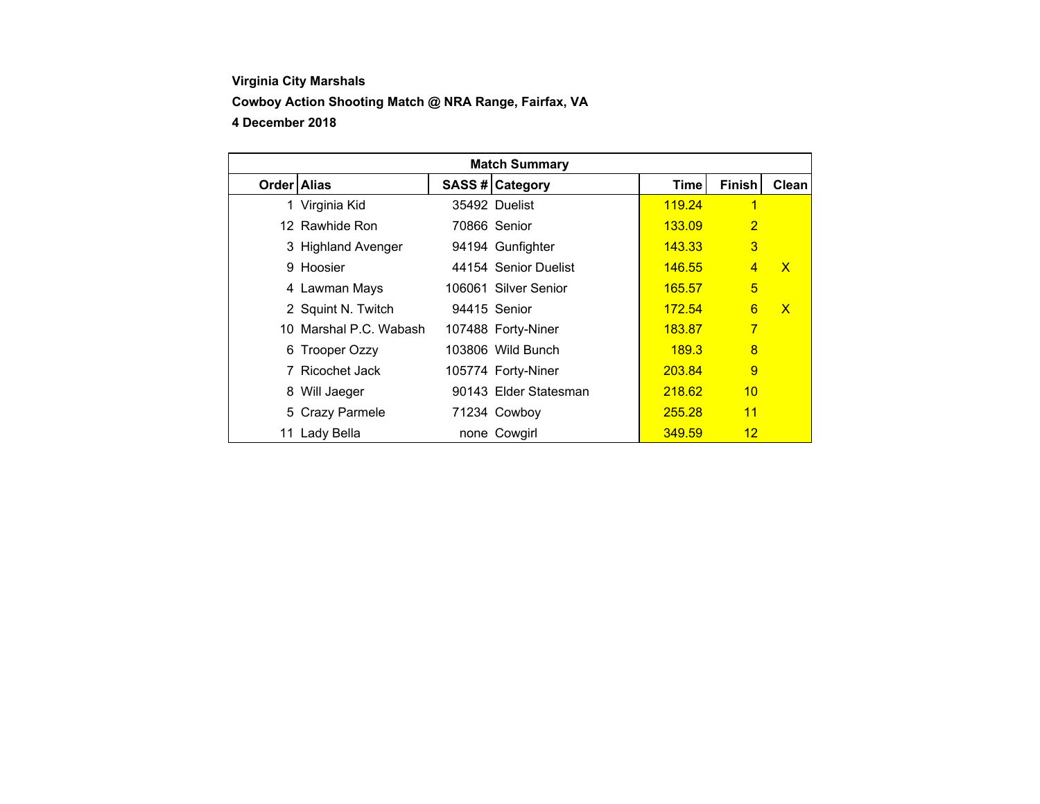**Virginia City Marshals**

**Cowboy Action Shooting Match @ NRA Range, Fairfax, VA**

**4 December 2018**

| Match Summary | | | | | | |
|---|---|---|---|---|---|---|
| **Order** | **Alias** | **SASS #** | **Category** | **Time** | **Finish** | **Clean** |
| 1 | Virginia Kid | 35492 | Duelist | 119.24 | 1 | |
| 12 | Rawhide Ron | 70866 | Senior | 133.09 | 2 | |
| 3 | Highland Avenger | 94194 | Gunfighter | 143.33 | 3 | |
| 9 | Hoosier | 44154 | Senior Duelist | 146.55 | 4 | X |
| 4 | Lawman Mays | 106061 | Silver Senior | 165.57 | 5 | |
| 2 | Squint N. Twitch | 94415 | Senior | 172.54 | 6 | X |
| 10 | Marshal P.C. Wabash | 107488 | Forty-Niner | 183.87 | 7 | |
| 6 | Trooper Ozzy | 103806 | Wild Bunch | 189.3 | 8 | |
| 7 | Ricochet Jack | 105774 | Forty-Niner | 203.84 | 9 | |
| 8 | Will Jaeger | 90143 | Elder Statesman | 218.62 | 10 | |
| 5 | Crazy Parmele | 71234 | Cowboy | 255.28 | 11 | |
| 11 | Lady Bella | none | Cowgirl | 349.59 | 12 | |